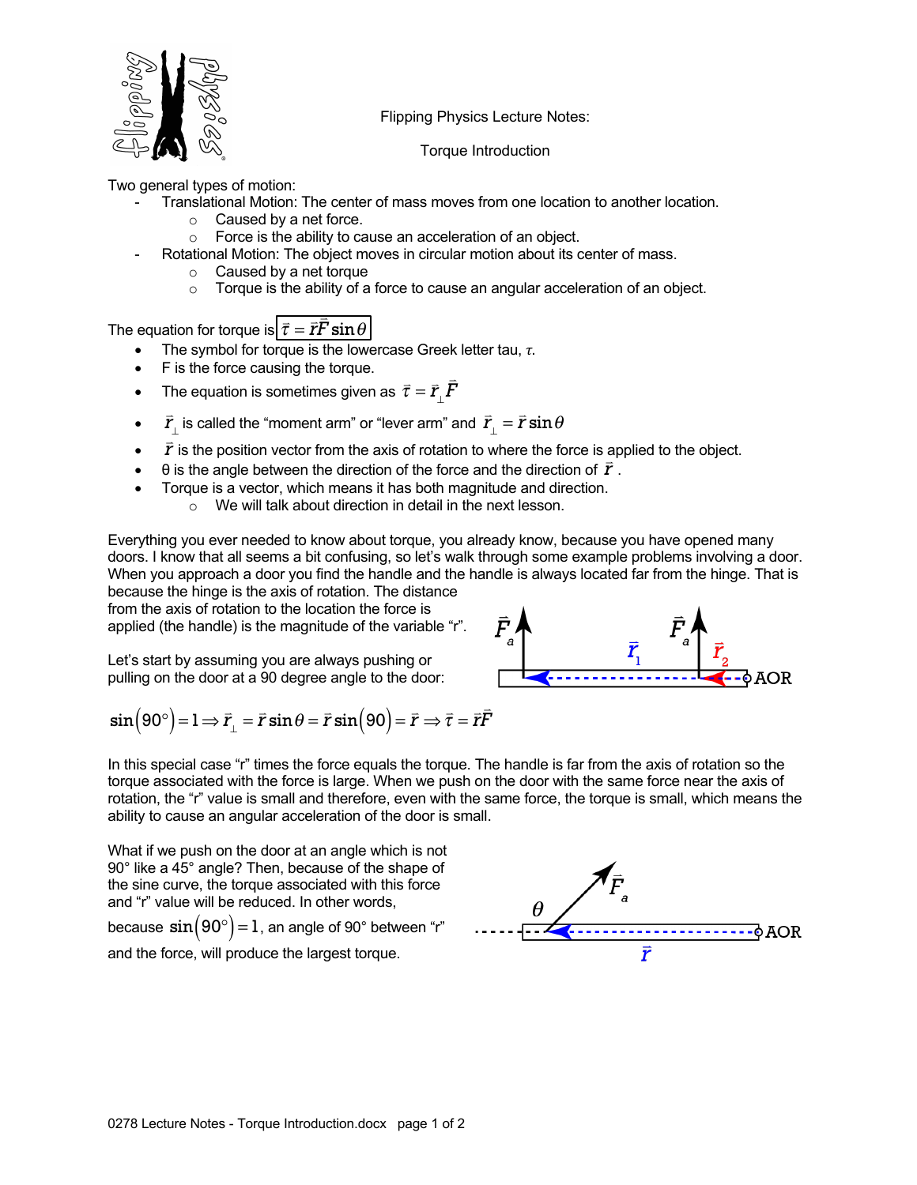# Flipping Physics Lecture Notes:

## Torque Introduction

Two general types of motion:

- Translational Motion: The center of mass moves from one location to another location.
  - Caused by a net force.
  - Force is the ability to cause an acceleration of an object.
- Rotational Motion: The object moves in circular motion about its center of mass.
  - Caused by a net torque
  - Torque is the ability of a force to cause an angular acceleration of an object.

The equation for torque is $\vec{\tau} = \vec{r}\vec{F}\sin\theta$

- The symbol for torque is the lowercase Greek letter tau, $\tau$.
- F is the force causing the torque.
- The equation is sometimes given as $\vec{\tau} = \vec{r}_{\perp}\vec{F}$
- $\vec{r}_{\perp}$ is called the "moment arm" or "lever arm" and $\vec{r}_{\perp} = \vec{r}\sin\theta$
- $\vec{r}$ is the position vector from the axis of rotation to where the force is applied to the object.
- θ is the angle between the direction of the force and the direction of $\vec{r}$.
- Torque is a vector, which means it has both magnitude and direction.
  - We will talk about direction in detail in the next lesson.

Everything you ever needed to know about torque, you already know, because you have opened many doors. I know that all seems a bit confusing, so let's walk through some example problems involving a door. When you approach a door you find the handle and the handle is always located far from the hinge. That is because the hinge is the axis of rotation. The distance from the axis of rotation to the location the force is applied (the handle) is the magnitude of the variable "r".

Let's start by assuming you are always pushing or pulling on the door at a 90 degree angle to the door:

$$\sin(90^\circ) = 1 \Rightarrow \vec{r}_{\perp} = \vec{r}\sin\theta = \vec{r}\sin(90) = \vec{r} \Rightarrow \vec{\tau} = \vec{r}\vec{F}$$

In this special case "r" times the force equals the torque. The handle is far from the axis of rotation so the torque associated with the force is large. When we push on the door with the same force near the axis of rotation, the "r" value is small and therefore, even with the same force, the torque is small, which means the ability to cause an angular acceleration of the door is small.

What if we push on the door at an angle which is not 90° like a 45° angle? Then, because of the shape of the sine curve, the torque associated with this force and "r" value will be reduced. In other words, because $\sin(90^\circ) = 1$, an angle of 90° between "r" and the force, will produce the largest torque.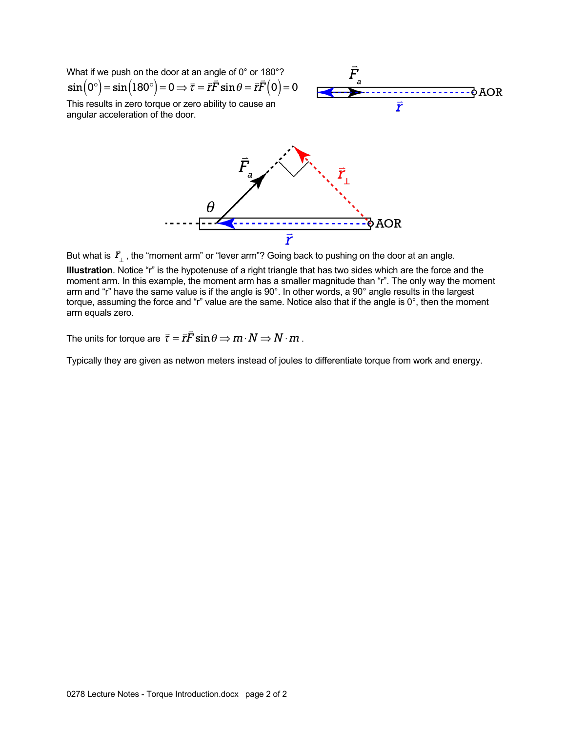What if we push on the door at an angle of 0° or 180°?

$$\sin(0°) = \sin(180°) = 0 \Rightarrow \vec{\tau} = \vec{r}\vec{F}\sin\theta = \vec{r}\vec{F}(0) = 0$$

This results in zero torque or zero ability to cause an angular acceleration of the door.

$\vec{F}_a$

AOR

$\vec{r}$

$\vec{F}_a$

$\theta$

$\vec{r}_\perp$

AOR

$\vec{r}$

But what is $\vec{r}_\perp$, the "moment arm" or "lever arm"? Going back to pushing on the door at an angle.

**Illustration**. Notice "r" is the hypotenuse of a right triangle that has two sides which are the force and the moment arm. In this example, the moment arm has a smaller magnitude than "r". The only way the moment arm and "r" have the same value is if the angle is 90°. In other words, a 90° angle results in the largest torque, assuming the force and "r" value are the same. Notice also that if the angle is 0°, then the moment arm equals zero.

The units for torque are $\vec{\tau} = \vec{r}\vec{F}\sin\theta \Rightarrow m \cdot N \Rightarrow N \cdot m$.

Typically they are given as netwon meters instead of joules to differentiate torque from work and energy.